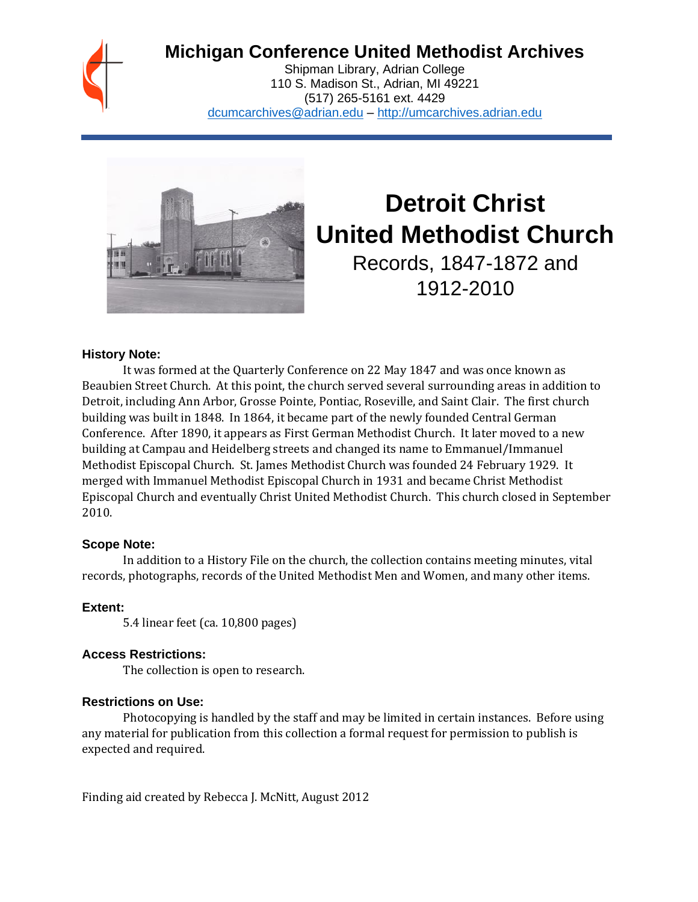# Michigan Conference United Methodist Archives

Shipman Library, Adrian College
110 S. Madison St., Adrian, MI 49221
(517) 265-5161 ext. 4429
dcumcarchives@adrian.edu – http://umcarchives.adrian.edu

# Detroit Christ United Methodist Church

## Records, 1847-1872 and 1912-2010

### History Note:

It was formed at the Quarterly Conference on 22 May 1847 and was once known as Beaubien Street Church. At this point, the church served several surrounding areas in addition to Detroit, including Ann Arbor, Grosse Pointe, Pontiac, Roseville, and Saint Clair. The first church building was built in 1848. In 1864, it became part of the newly founded Central German Conference. After 1890, it appears as First German Methodist Church. It later moved to a new building at Campau and Heidelberg streets and changed its name to Emmanuel/Immanuel Methodist Episcopal Church. St. James Methodist Church was founded 24 February 1929. It merged with Immanuel Methodist Episcopal Church in 1931 and became Christ Methodist Episcopal Church and eventually Christ United Methodist Church. This church closed in September 2010.

### Scope Note:

In addition to a History File on the church, the collection contains meeting minutes, vital records, photographs, records of the United Methodist Men and Women, and many other items.

### Extent:

5.4 linear feet (ca. 10,800 pages)

### Access Restrictions:

The collection is open to research.

### Restrictions on Use:

Photocopying is handled by the staff and may be limited in certain instances. Before using any material for publication from this collection a formal request for permission to publish is expected and required.

Finding aid created by Rebecca J. McNitt, August 2012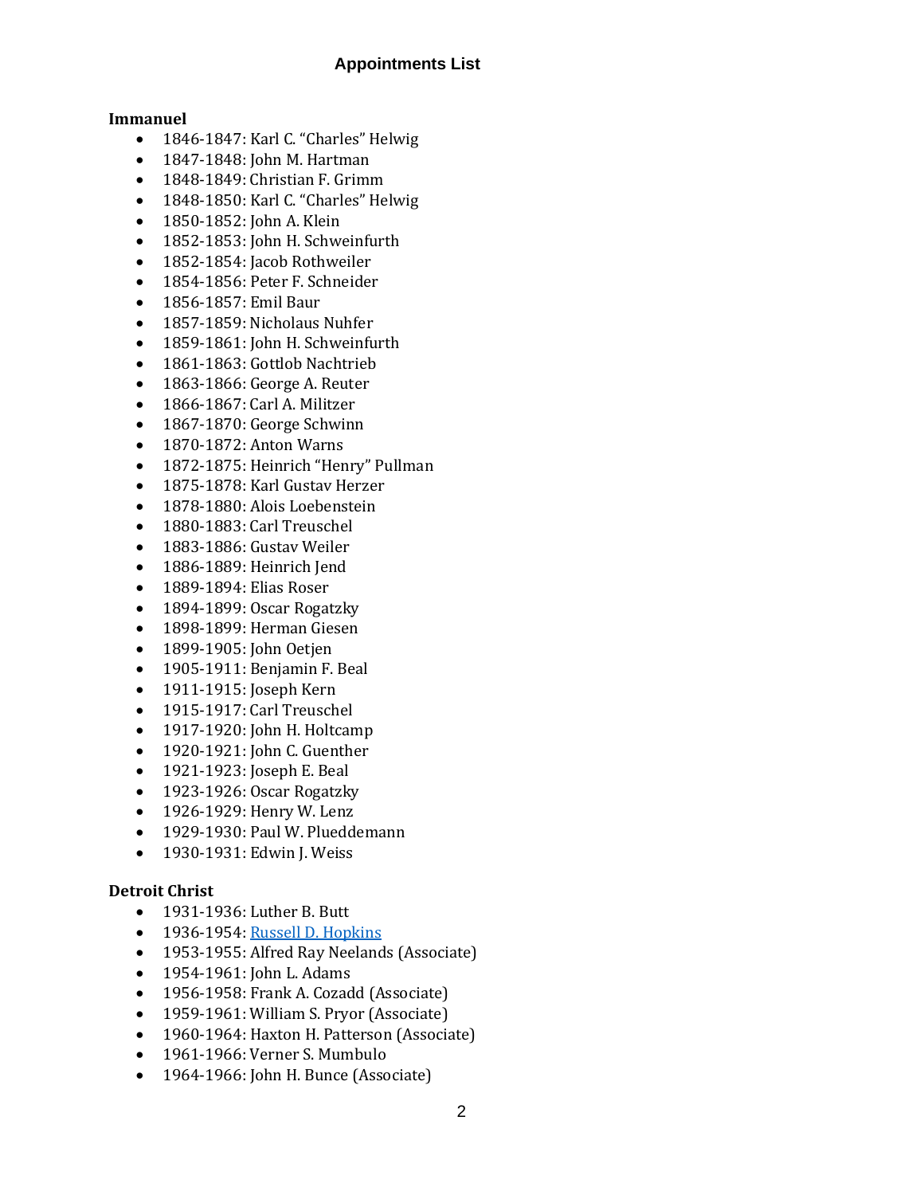# Appointments List

**Immanuel**

- 1846-1847: Karl C. “Charles” Helwig
- 1847-1848: John M. Hartman
- 1848-1849: Christian F. Grimm
- 1848-1850: Karl C. “Charles” Helwig
- 1850-1852: John A. Klein
- 1852-1853: John H. Schweinfurth
- 1852-1854: Jacob Rothweiler
- 1854-1856: Peter F. Schneider
- 1856-1857: Emil Baur
- 1857-1859: Nicholaus Nuhfer
- 1859-1861: John H. Schweinfurth
- 1861-1863: Gottlob Nachtrieb
- 1863-1866: George A. Reuter
- 1866-1867: Carl A. Militzer
- 1867-1870: George Schwinn
- 1870-1872: Anton Warns
- 1872-1875: Heinrich “Henry” Pullman
- 1875-1878: Karl Gustav Herzer
- 1878-1880: Alois Loebenstein
- 1880-1883: Carl Treuschel
- 1883-1886: Gustav Weiler
- 1886-1889: Heinrich Jend
- 1889-1894: Elias Roser
- 1894-1899: Oscar Rogatzky
- 1898-1899: Herman Giesen
- 1899-1905: John Oetjen
- 1905-1911: Benjamin F. Beal
- 1911-1915: Joseph Kern
- 1915-1917: Carl Treuschel
- 1917-1920: John H. Holtcamp
- 1920-1921: John C. Guenther
- 1921-1923: Joseph E. Beal
- 1923-1926: Oscar Rogatzky
- 1926-1929: Henry W. Lenz
- 1929-1930: Paul W. Plueddemann
- 1930-1931: Edwin J. Weiss

**Detroit Christ**

- 1931-1936: Luther B. Butt
- 1936-1954: Russell D. Hopkins
- 1953-1955: Alfred Ray Neelands (Associate)
- 1954-1961: John L. Adams
- 1956-1958: Frank A. Cozadd (Associate)
- 1959-1961: William S. Pryor (Associate)
- 1960-1964: Haxton H. Patterson (Associate)
- 1961-1966: Verner S. Mumbulo
- 1964-1966: John H. Bunce (Associate)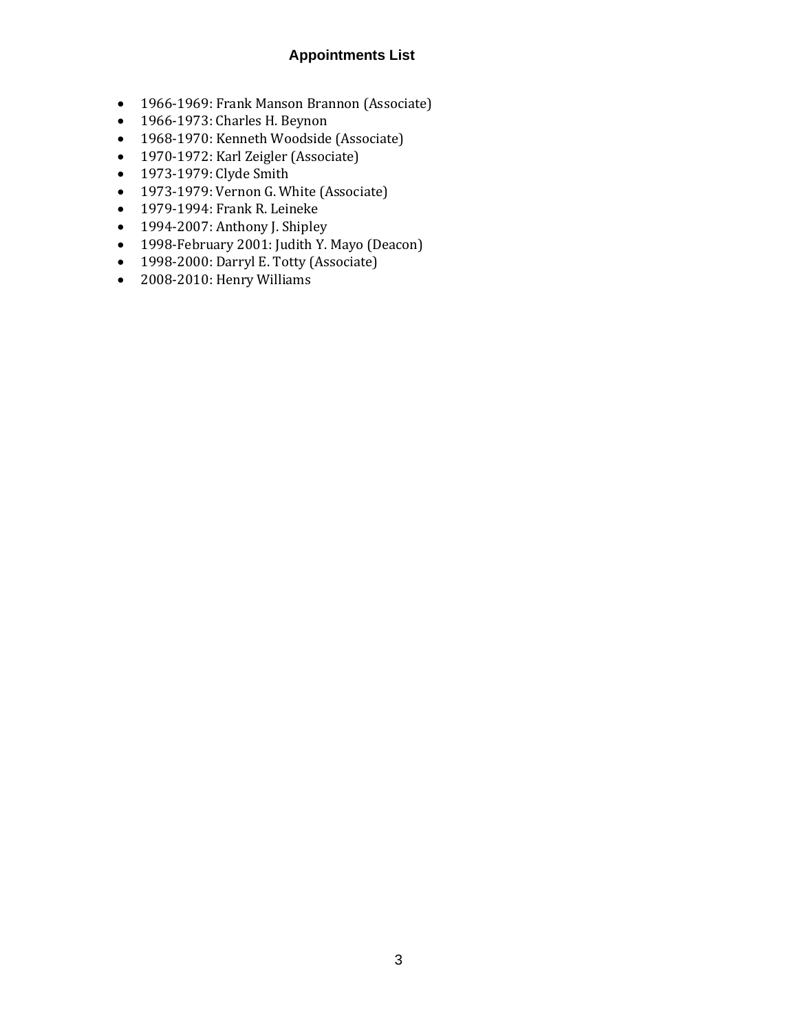## Appointments List

- 1966-1969: Frank Manson Brannon (Associate)
- 1966-1973: Charles H. Beynon
- 1968-1970: Kenneth Woodside (Associate)
- 1970-1972: Karl Zeigler (Associate)
- 1973-1979: Clyde Smith
- 1973-1979: Vernon G. White (Associate)
- 1979-1994: Frank R. Leineke
- 1994-2007: Anthony J. Shipley
- 1998-February 2001: Judith Y. Mayo (Deacon)
- 1998-2000: Darryl E. Totty (Associate)
- 2008-2010: Henry Williams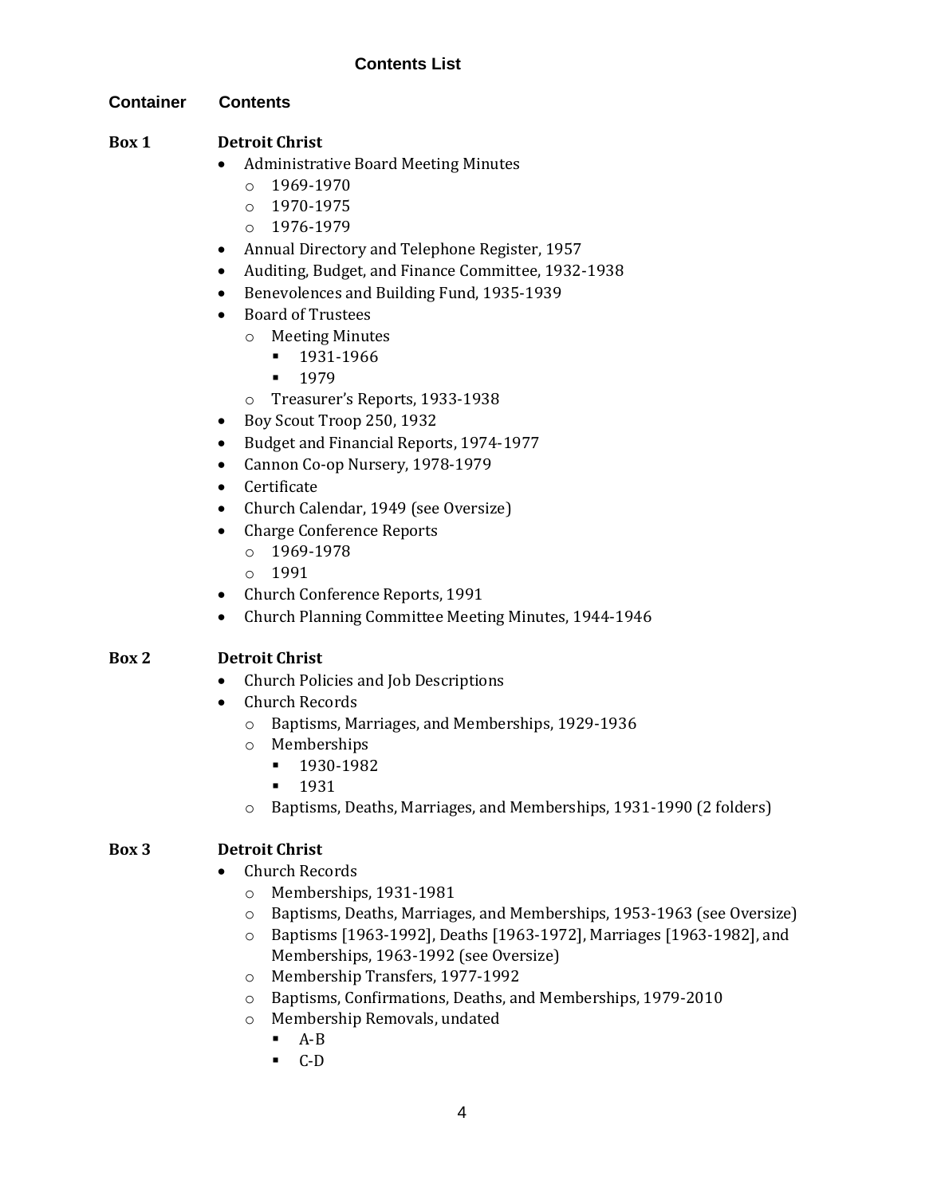## Contents List

**Container** **Contents**

**Box 1** **Detroit Christ**

- Administrative Board Meeting Minutes
  - 1969-1970
  - 1970-1975
  - 1976-1979
- Annual Directory and Telephone Register, 1957
- Auditing, Budget, and Finance Committee, 1932-1938
- Benevolences and Building Fund, 1935-1939
- Board of Trustees
  - Meeting Minutes
    - 1931-1966
    - 1979
  - Treasurer's Reports, 1933-1938
- Boy Scout Troop 250, 1932
- Budget and Financial Reports, 1974-1977
- Cannon Co-op Nursery, 1978-1979
- Certificate
- Church Calendar, 1949 (see Oversize)
- Charge Conference Reports
  - 1969-1978
  - 1991
- Church Conference Reports, 1991
- Church Planning Committee Meeting Minutes, 1944-1946

**Box 2** **Detroit Christ**

- Church Policies and Job Descriptions
- Church Records
  - Baptisms, Marriages, and Memberships, 1929-1936
  - Memberships
    - 1930-1982
    - 1931
  - Baptisms, Deaths, Marriages, and Memberships, 1931-1990 (2 folders)

**Box 3** **Detroit Christ**

- Church Records
  - Memberships, 1931-1981
  - Baptisms, Deaths, Marriages, and Memberships, 1953-1963 (see Oversize)
  - Baptisms [1963-1992], Deaths [1963-1972], Marriages [1963-1982], and Memberships, 1963-1992 (see Oversize)
  - Membership Transfers, 1977-1992
  - Baptisms, Confirmations, Deaths, and Memberships, 1979-2010
  - Membership Removals, undated
    - A-B
    - C-D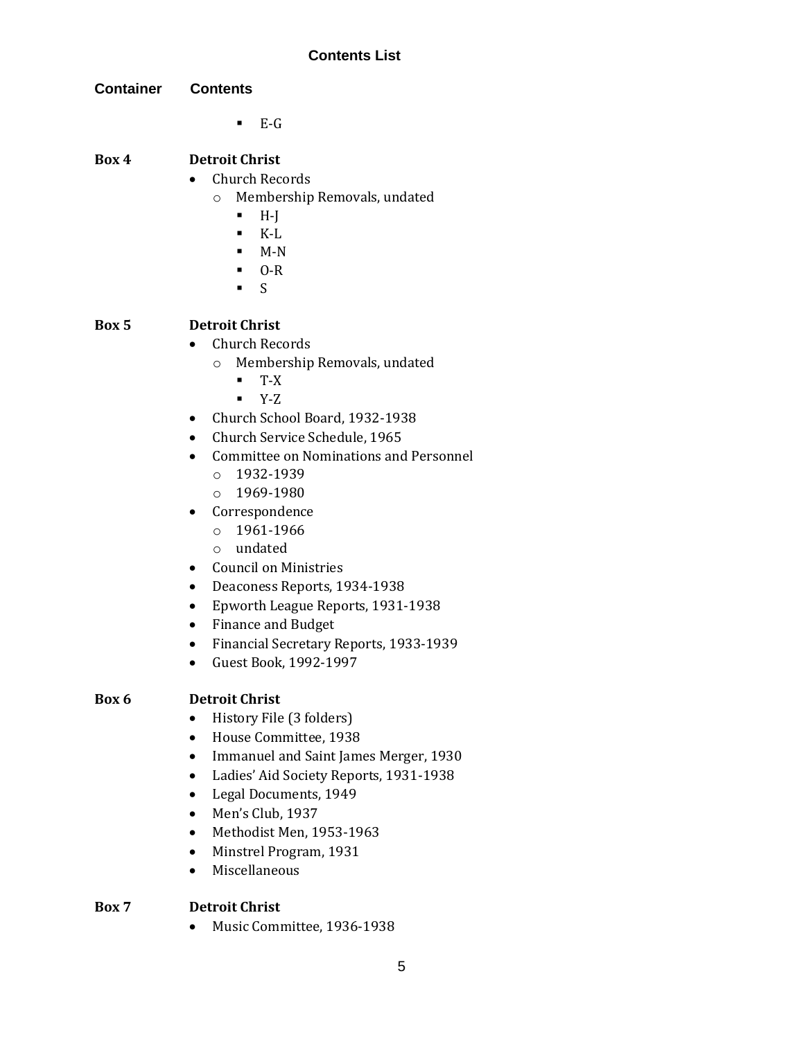## Contents List

**Container** | **Contents**

- E-G

**Box 4** — **Detroit Christ**

- Church Records
  - Membership Removals, undated
    - H-J
    - K-L
    - M-N
    - O-R
    - S

**Box 5** — **Detroit Christ**

- Church Records
  - Membership Removals, undated
    - T-X
    - Y-Z
- Church School Board, 1932-1938
- Church Service Schedule, 1965
- Committee on Nominations and Personnel
  - 1932-1939
  - 1969-1980
- Correspondence
  - 1961-1966
  - undated
- Council on Ministries
- Deaconess Reports, 1934-1938
- Epworth League Reports, 1931-1938
- Finance and Budget
- Financial Secretary Reports, 1933-1939
- Guest Book, 1992-1997

**Box 6** — **Detroit Christ**

- History File (3 folders)
- House Committee, 1938
- Immanuel and Saint James Merger, 1930
- Ladies' Aid Society Reports, 1931-1938
- Legal Documents, 1949
- Men's Club, 1937
- Methodist Men, 1953-1963
- Minstrel Program, 1931
- Miscellaneous

**Box 7** — **Detroit Christ**

- Music Committee, 1936-1938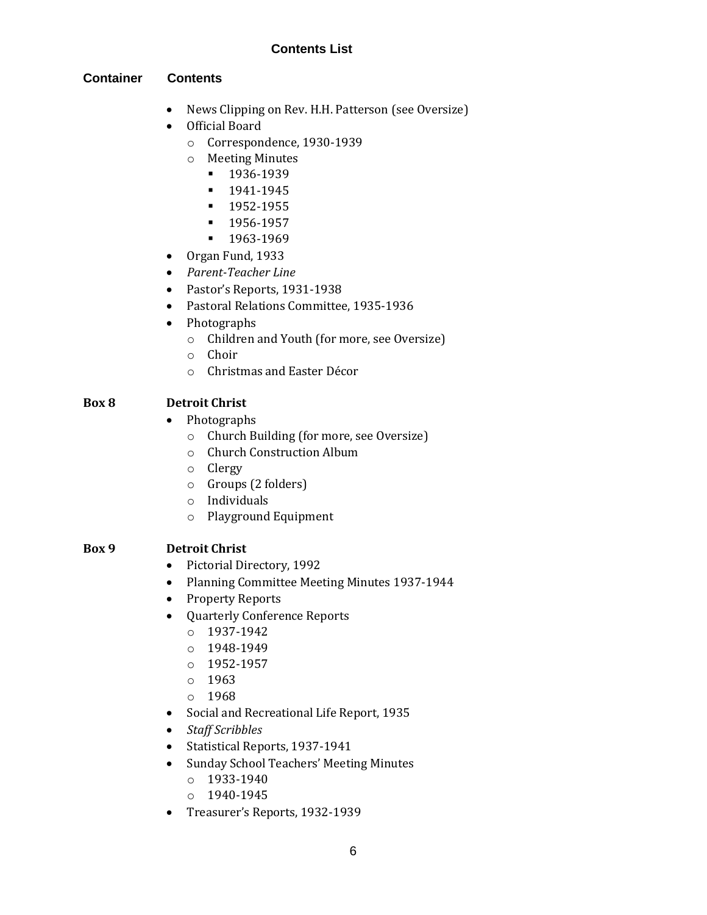## Contents List

**Container** **Contents**

- News Clipping on Rev. H.H. Patterson (see Oversize)
- Official Board
  - Correspondence, 1930-1939
  - Meeting Minutes
    - 1936-1939
    - 1941-1945
    - 1952-1955
    - 1956-1957
    - 1963-1969
- Organ Fund, 1933
- *Parent-Teacher Line*
- Pastor's Reports, 1931-1938
- Pastoral Relations Committee, 1935-1936
- Photographs
  - Children and Youth (for more, see Oversize)
  - Choir
  - Christmas and Easter Décor

**Box 8** **Detroit Christ**

- Photographs
  - Church Building (for more, see Oversize)
  - Church Construction Album
  - Clergy
  - Groups (2 folders)
  - Individuals
  - Playground Equipment

**Box 9** **Detroit Christ**

- Pictorial Directory, 1992
- Planning Committee Meeting Minutes 1937-1944
- Property Reports
- Quarterly Conference Reports
  - 1937-1942
  - 1948-1949
  - 1952-1957
  - 1963
  - 1968
- Social and Recreational Life Report, 1935
- *Staff Scribbles*
- Statistical Reports, 1937-1941
- Sunday School Teachers' Meeting Minutes
  - 1933-1940
  - 1940-1945
- Treasurer's Reports, 1932-1939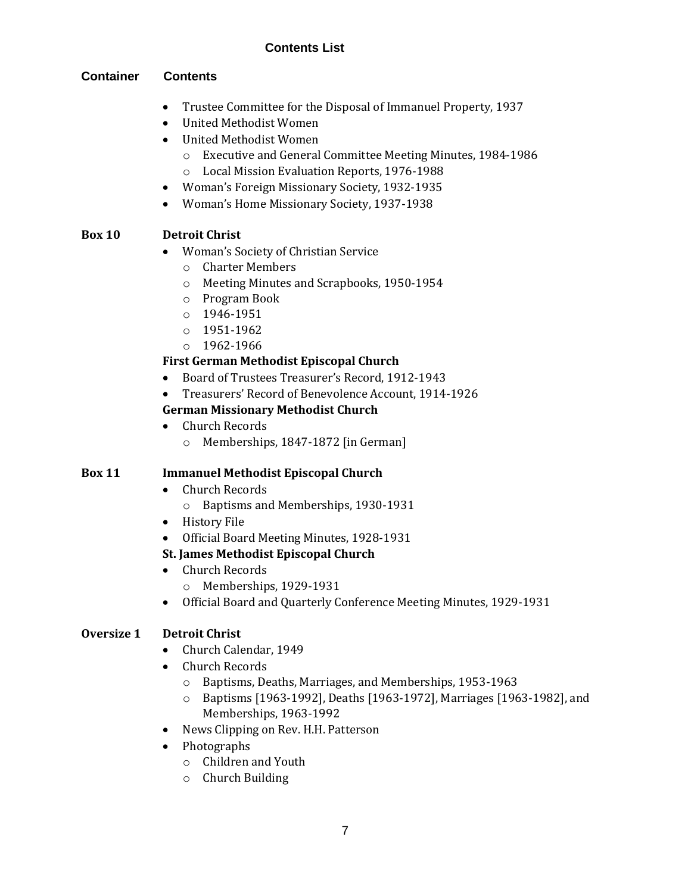## Contents List

**Container** **Contents**

- Trustee Committee for the Disposal of Immanuel Property, 1937
- United Methodist Women
- United Methodist Women
  - Executive and General Committee Meeting Minutes, 1984-1986
  - Local Mission Evaluation Reports, 1976-1988
- Woman's Foreign Missionary Society, 1932-1935
- Woman's Home Missionary Society, 1937-1938

**Box 10** **Detroit Christ**

- Woman's Society of Christian Service
  - Charter Members
  - Meeting Minutes and Scrapbooks, 1950-1954
  - Program Book
  - 1946-1951
  - 1951-1962
  - 1962-1966

**First German Methodist Episcopal Church**

- Board of Trustees Treasurer's Record, 1912-1943
- Treasurers' Record of Benevolence Account, 1914-1926

**German Missionary Methodist Church**

- Church Records
  - Memberships, 1847-1872 [in German]

**Box 11** **Immanuel Methodist Episcopal Church**

- Church Records
  - Baptisms and Memberships, 1930-1931
- History File
- Official Board Meeting Minutes, 1928-1931

**St. James Methodist Episcopal Church**

- Church Records
  - Memberships, 1929-1931
- Official Board and Quarterly Conference Meeting Minutes, 1929-1931

**Oversize 1** **Detroit Christ**

- Church Calendar, 1949
- Church Records
  - Baptisms, Deaths, Marriages, and Memberships, 1953-1963
  - Baptisms [1963-1992], Deaths [1963-1972], Marriages [1963-1982], and Memberships, 1963-1992
- News Clipping on Rev. H.H. Patterson
- Photographs
  - Children and Youth
  - Church Building